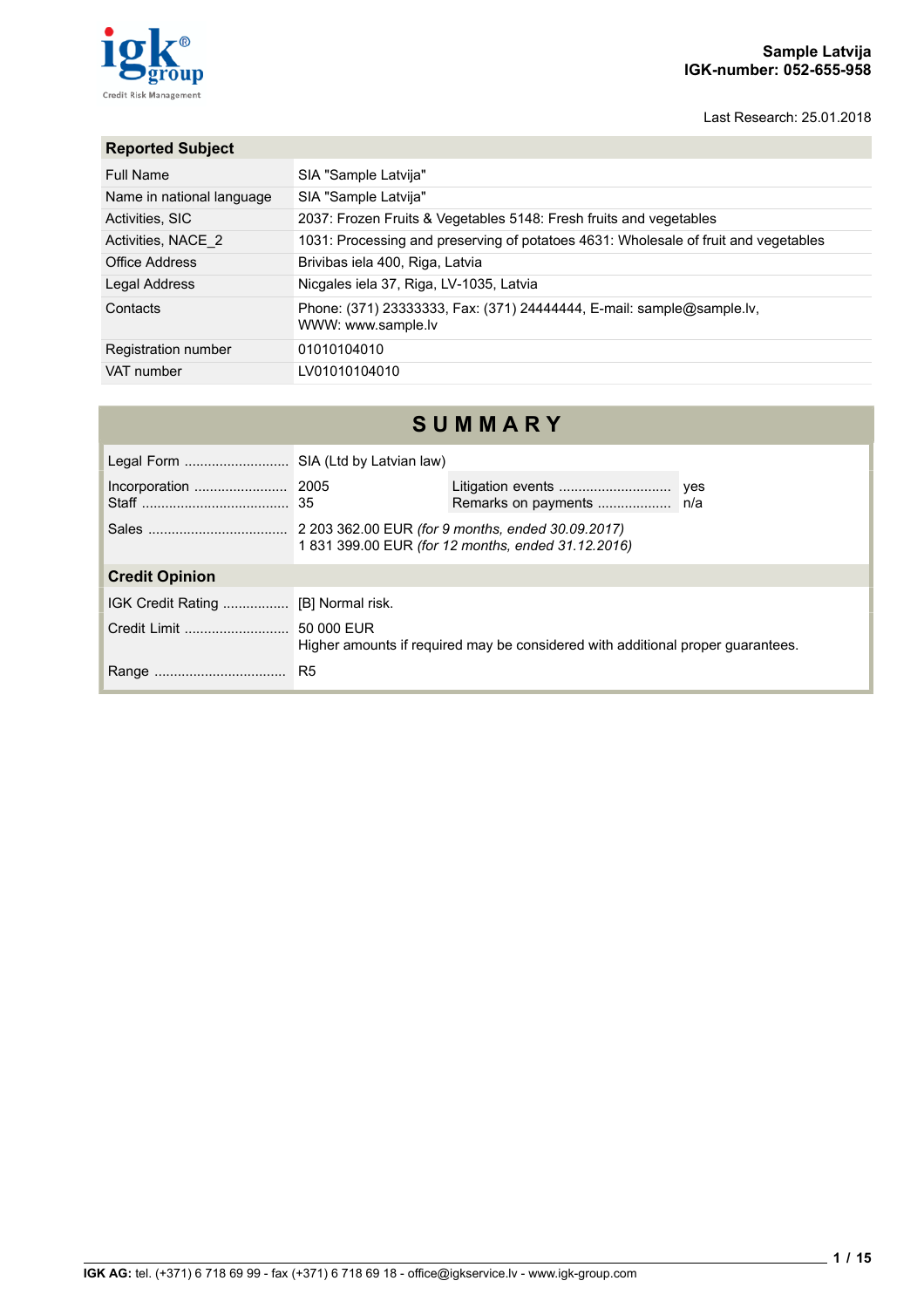**Sample Latvija**
**IGK-number: 052-655-958**

Last Research: 25.01.2018

## Reported Subject

| | |
|---|---|
| Full Name | SIA "Sample Latvija" |
| Name in national language | SIA "Sample Latvija" |
| Activities, SIC | 2037: Frozen Fruits & Vegetables 5148: Fresh fruits and vegetables |
| Activities, NACE_2 | 1031: Processing and preserving of potatoes 4631: Wholesale of fruit and vegetables |
| Office Address | Brivibas iela 400, Riga, Latvia |
| Legal Address | Nicgales iela 37, Riga, LV-1035, Latvia |
| Contacts | Phone: (371) 23333333, Fax: (371) 24444444, E-mail: sample@sample.lv, WWW: www.sample.lv |
| Registration number | 01010104010 |
| VAT number | LV01010104010 |

# SUMMARY

| | | | |
|---|---|---|---|
| Legal Form | SIA (Ltd by Latvian law) | | |
| Incorporation | 2005 | Litigation events | yes |
| Staff | 35 | Remarks on payments | n/a |
| Sales | 2 203 362.00 EUR *(for 9 months, ended 30.09.2017)*<br>1 831 399.00 EUR *(for 12 months, ended 31.12.2016)* | | |

### Credit Opinion

| | |
|---|---|
| IGK Credit Rating | [B] Normal risk. |
| Credit Limit | 50 000 EUR<br>Higher amounts if required may be considered with additional proper guarantees. |
| Range | R5 |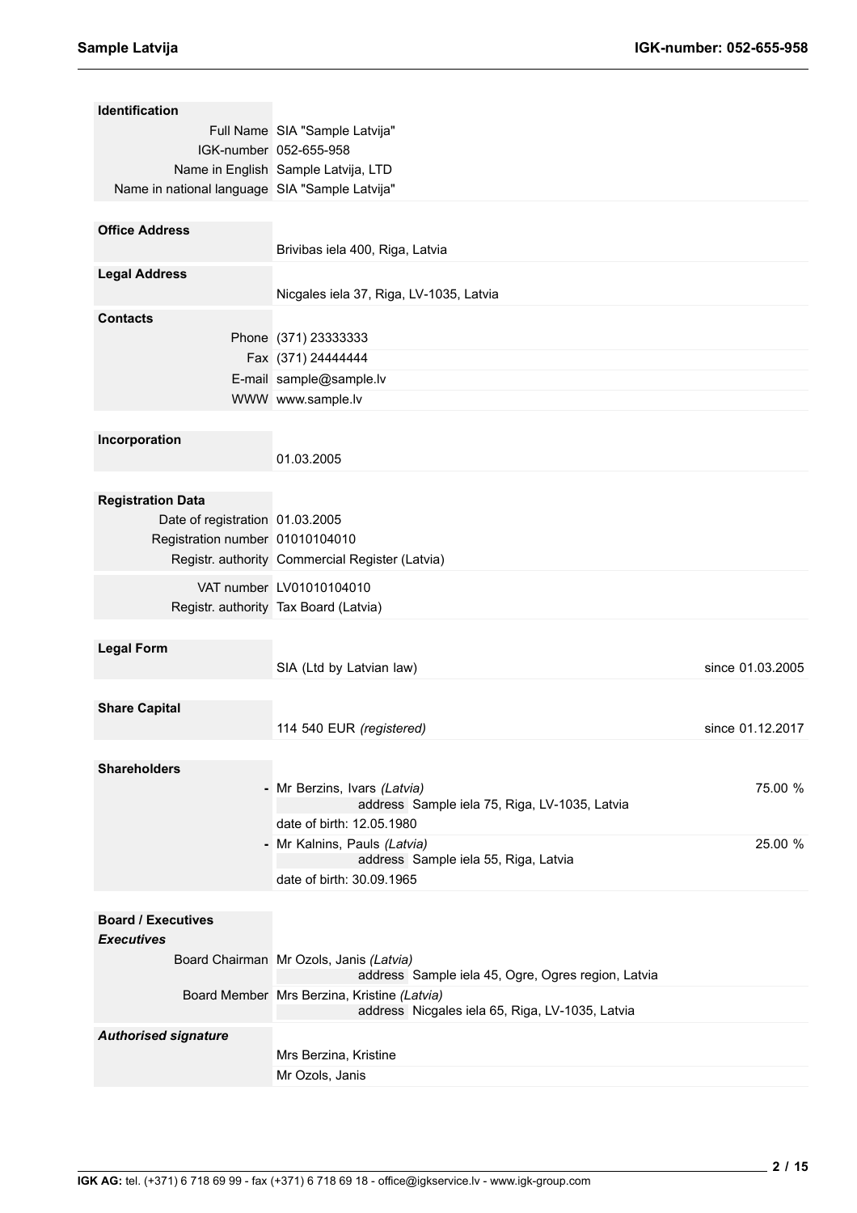## Identification

| | |
|---|---|
| Full Name | SIA "Sample Latvija" |
| IGK-number | 052-655-958 |
| Name in English | Sample Latvija, LTD |
| Name in national language | SIA "Sample Latvija" |

## Office Address

Brivibas iela 400, Riga, Latvia

## Legal Address

Nicgales iela 37, Riga, LV-1035, Latvia

## Contacts

| | |
|---|---|
| Phone | (371) 23333333 |
| Fax | (371) 24444444 |
| E-mail | sample@sample.lv |
| WWW | www.sample.lv |

## Incorporation

01.03.2005

## Registration Data

| | |
|---|---|
| Date of registration | 01.03.2005 |
| Registration number | 01010104010 |
| Registr. authority | Commercial Register (Latvia) |
| VAT number | LV01010104010 |
| Registr. authority | Tax Board (Latvia) |

## Legal Form

SIA (Ltd by Latvian law) — since 01.03.2005

## Share Capital

114 540 EUR *(registered)* — since 01.12.2017

## Shareholders

- Mr Berzins, Ivars *(Latvia)* — 75.00 %
  address Sample iela 75, Riga, LV-1035, Latvia
  date of birth: 12.05.1980
- Mr Kalnins, Pauls *(Latvia)* — 25.00 %
  address Sample iela 55, Riga, Latvia
  date of birth: 30.09.1965

## Board / Executives

### *Executives*

| | |
|---|---|
| Board Chairman | Mr Ozols, Janis *(Latvia)*<br>address Sample iela 45, Ogre, Ogres region, Latvia |
| Board Member | Mrs Berzina, Kristine *(Latvia)*<br>address Nicgales iela 65, Riga, LV-1035, Latvia |

### *Authorised signature*

Mrs Berzina, Kristine

Mr Ozols, Janis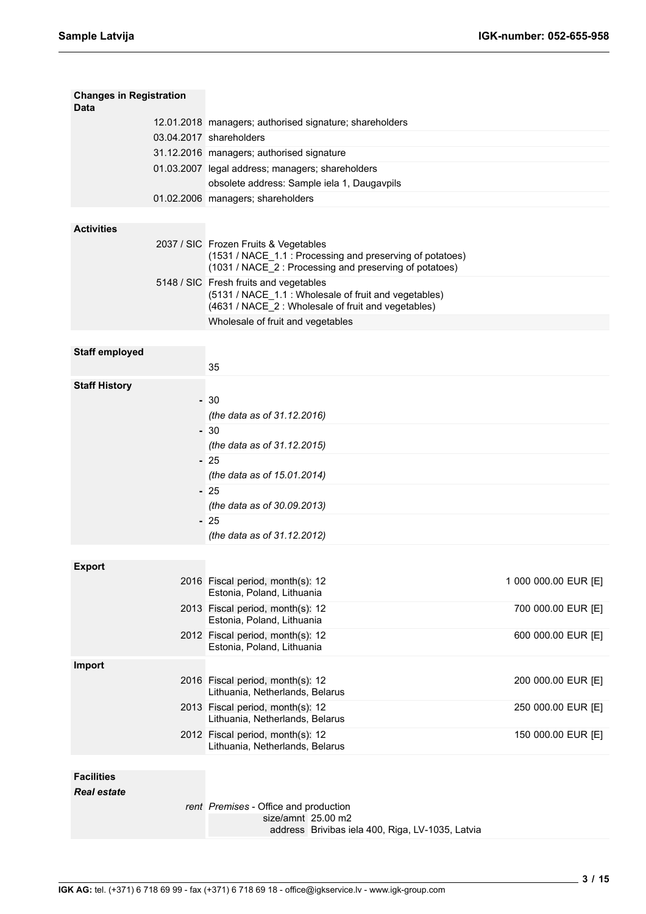## Changes in Registration Data

| | |
|---|---|
| 12.01.2018 | managers; authorised signature; shareholders |
| 03.04.2017 | shareholders |
| 31.12.2016 | managers; authorised signature |
| 01.03.2007 | legal address; managers; shareholders |
| | obsolete address: Sample iela 1, Daugavpils |
| 01.02.2006 | managers; shareholders |

## Activities

| | |
|---|---|
| 2037 / SIC | Frozen Fruits & Vegetables<br>(1531 / NACE_1.1 : Processing and preserving of potatoes)<br>(1031 / NACE_2 : Processing and preserving of potatoes) |
| 5148 / SIC | Fresh fruits and vegetables<br>(5131 / NACE_1.1 : Wholesale of fruit and vegetables)<br>(4631 / NACE_2 : Wholesale of fruit and vegetables) |
| | Wholesale of fruit and vegetables |

## Staff employed

35

## Staff History

| | |
|---|---|
| - | 30<br>*(the data as of 31.12.2016)* |
| - | 30<br>*(the data as of 31.12.2015)* |
| - | 25<br>*(the data as of 15.01.2014)* |
| - | 25<br>*(the data as of 30.09.2013)* |
| - | 25<br>*(the data as of 31.12.2012)* |

## Export

| | | |
|---|---|---|
| 2016 | Fiscal period, month(s): 12<br>Estonia, Poland, Lithuania | 1 000 000.00 EUR [E] |
| 2013 | Fiscal period, month(s): 12<br>Estonia, Poland, Lithuania | 700 000.00 EUR [E] |
| 2012 | Fiscal period, month(s): 12<br>Estonia, Poland, Lithuania | 600 000.00 EUR [E] |

## Import

| | | |
|---|---|---|
| 2016 | Fiscal period, month(s): 12<br>Lithuania, Netherlands, Belarus | 200 000.00 EUR [E] |
| 2013 | Fiscal period, month(s): 12<br>Lithuania, Netherlands, Belarus | 250 000.00 EUR [E] |
| 2012 | Fiscal period, month(s): 12<br>Lithuania, Netherlands, Belarus | 150 000.00 EUR [E] |

## Facilities

### *Real estate*

*rent* *Premises* - Office and production

| | |
|---|---|
| size/amnt | 25.00 m2 |
| address | Brivibas iela 400, Riga, LV-1035, Latvia |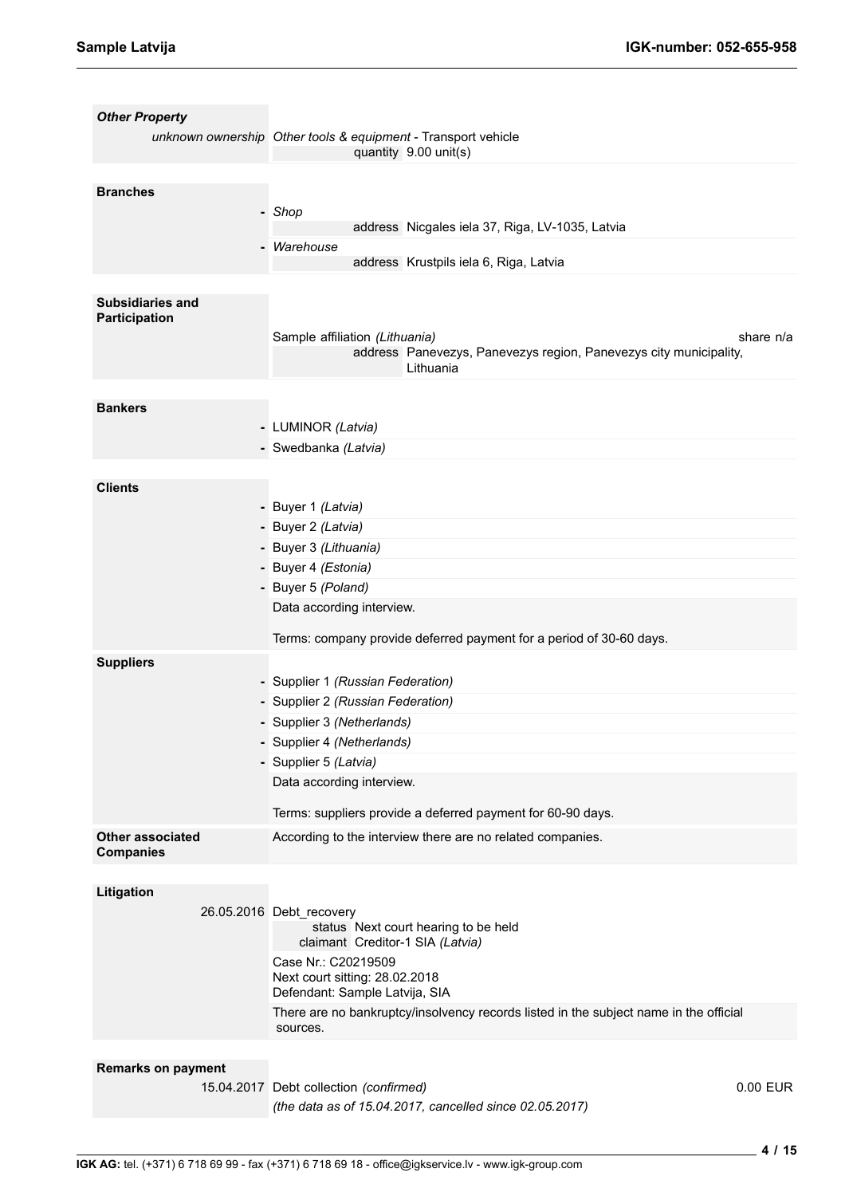### *Other Property*

| | |
|---|---|
| *unknown ownership* | *Other tools & equipment* - Transport vehicle |
| | quantity 9.00 unit(s) |

### Branches

- *Shop*
  - address Nicgales iela 37, Riga, LV-1035, Latvia
- *Warehouse*
  - address Krustpils iela 6, Riga, Latvia

### Subsidiaries and Participation

Sample affiliation *(Lithuania)* — share n/a
- address Panevezys, Panevezys region, Panevezys city municipality, Lithuania

### Bankers

- LUMINOR *(Latvia)*
- Swedbanka *(Latvia)*

### Clients

- Buyer 1 *(Latvia)*
- Buyer 2 *(Latvia)*
- Buyer 3 *(Lithuania)*
- Buyer 4 *(Estonia)*
- Buyer 5 *(Poland)*

Data according interview.

Terms: company provide deferred payment for a period of 30-60 days.

### Suppliers

- Supplier 1 *(Russian Federation)*
- Supplier 2 *(Russian Federation)*
- Supplier 3 *(Netherlands)*
- Supplier 4 *(Netherlands)*
- Supplier 5 *(Latvia)*

Data according interview.

Terms: suppliers provide a deferred payment for 60-90 days.

### Other associated Companies

According to the interview there are no related companies.

### Litigation

26.05.2016 Debt_recovery
- status Next court hearing to be held
- claimant Creditor-1 SIA *(Latvia)*

Case Nr.: C20219509
Next court sitting: 28.02.2018
Defendant: Sample Latvija, SIA

There are no bankruptcy/insolvency records listed in the subject name in the official sources.

### Remarks on payment

| | | |
|---|---|---|
| 15.04.2017 | Debt collection *(confirmed)* | 0.00 EUR |
| | *(the data as of 15.04.2017, cancelled since 02.05.2017)* | |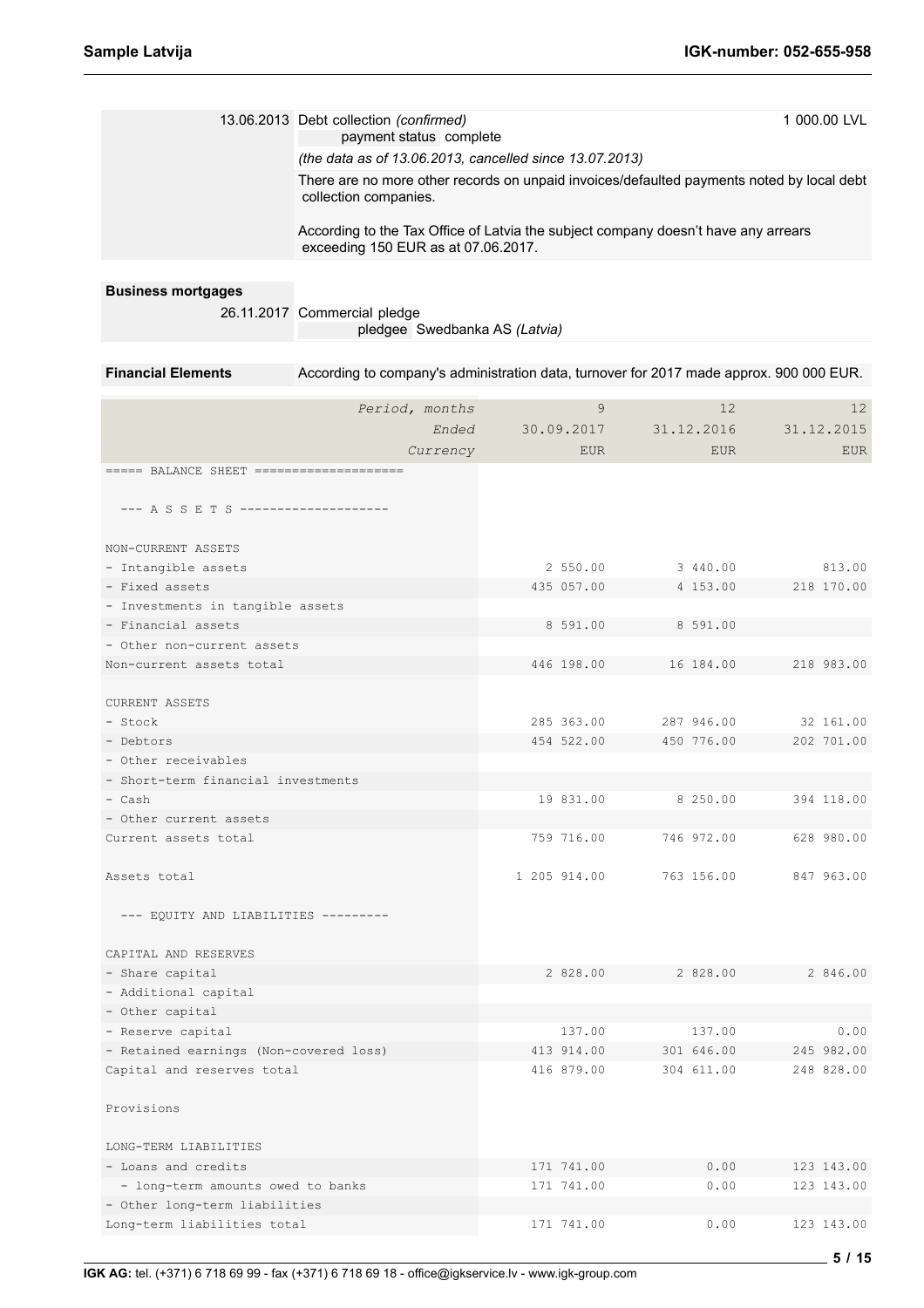| | | |
|---|---|---|
| 13.06.2013 | Debt collection *(confirmed)*<br>payment status complete<br>*(the data as of 13.06.2013, cancelled since 13.07.2013)*<br>There are no more other records on unpaid invoices/defaulted payments noted by local debt collection companies.<br><br>According to the Tax Office of Latvia the subject company doesn't have any arrears exceeding 150 EUR as at 07.06.2017. | 1 000.00 LVL |

**Business mortgages**

26.11.2017 Commercial pledge
pledgee Swedbanka AS *(Latvia)*

**Financial Elements**

According to company's administration data, turnover for 2017 made approx. 900 000 EUR.

| *Period, months* | 9 | 12 | 12 |
|---|---|---|---|
| *Ended* | 30.09.2017 | 31.12.2016 | 31.12.2015 |
| *Currency* | EUR | EUR | EUR |
| ===== BALANCE SHEET ==================== | | | |
| --- A S S E T S -------------------- | | | |
| NON-CURRENT ASSETS | | | |
| - Intangible assets | 2 550.00 | 3 440.00 | 813.00 |
| - Fixed assets | 435 057.00 | 4 153.00 | 218 170.00 |
| - Investments in tangible assets | | | |
| - Financial assets | 8 591.00 | 8 591.00 | |
| - Other non-current assets | | | |
| Non-current assets total | 446 198.00 | 16 184.00 | 218 983.00 |
| CURRENT ASSETS | | | |
| - Stock | 285 363.00 | 287 946.00 | 32 161.00 |
| - Debtors | 454 522.00 | 450 776.00 | 202 701.00 |
| - Other receivables | | | |
| - Short-term financial investments | | | |
| - Cash | 19 831.00 | 8 250.00 | 394 118.00 |
| - Other current assets | | | |
| Current assets total | 759 716.00 | 746 972.00 | 628 980.00 |
| Assets total | 1 205 914.00 | 763 156.00 | 847 963.00 |
| --- EQUITY AND LIABILITIES --------- | | | |
| CAPITAL AND RESERVES | | | |
| - Share capital | 2 828.00 | 2 828.00 | 2 846.00 |
| - Additional capital | | | |
| - Other capital | | | |
| - Reserve capital | 137.00 | 137.00 | 0.00 |
| - Retained earnings (Non-covered loss) | 413 914.00 | 301 646.00 | 245 982.00 |
| Capital and reserves total | 416 879.00 | 304 611.00 | 248 828.00 |
| Provisions | | | |
| LONG-TERM LIABILITIES | | | |
| - Loans and credits | 171 741.00 | 0.00 | 123 143.00 |
| - long-term amounts owed to banks | 171 741.00 | 0.00 | 123 143.00 |
| - Other long-term liabilities | | | |
| Long-term liabilities total | 171 741.00 | 0.00 | 123 143.00 |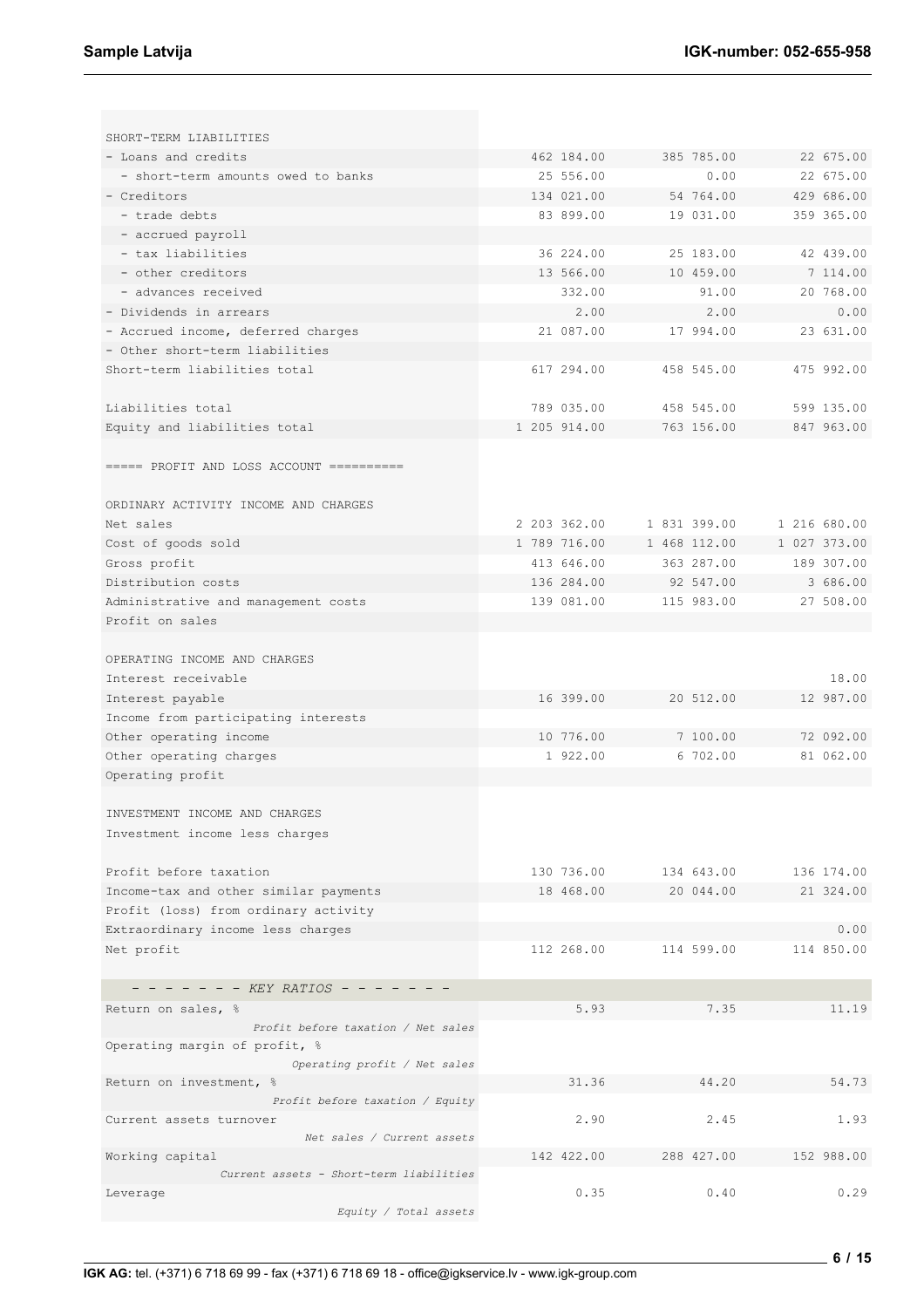| | | | |
|---|---|---|---|
| SHORT-TERM LIABILITIES | | | |
| - Loans and credits | 462 184.00 | 385 785.00 | 22 675.00 |
| - short-term amounts owed to banks | 25 556.00 | 0.00 | 22 675.00 |
| - Creditors | 134 021.00 | 54 764.00 | 429 686.00 |
| - trade debts | 83 899.00 | 19 031.00 | 359 365.00 |
| - accrued payroll | | | |
| - tax liabilities | 36 224.00 | 25 183.00 | 42 439.00 |
| - other creditors | 13 566.00 | 10 459.00 | 7 114.00 |
| - advances received | 332.00 | 91.00 | 20 768.00 |
| - Dividends in arrears | 2.00 | 2.00 | 0.00 |
| - Accrued income, deferred charges | 21 087.00 | 17 994.00 | 23 631.00 |
| - Other short-term liabilities | | | |
| Short-term liabilities total | 617 294.00 | 458 545.00 | 475 992.00 |
| | | | |
| Liabilities total | 789 035.00 | 458 545.00 | 599 135.00 |
| Equity and liabilities total | 1 205 914.00 | 763 156.00 | 847 963.00 |
| | | | |
| ===== PROFIT AND LOSS ACCOUNT ========== | | | |
| | | | |
| ORDINARY ACTIVITY INCOME AND CHARGES | | | |
| Net sales | 2 203 362.00 | 1 831 399.00 | 1 216 680.00 |
| Cost of goods sold | 1 789 716.00 | 1 468 112.00 | 1 027 373.00 |
| Gross profit | 413 646.00 | 363 287.00 | 189 307.00 |
| Distribution costs | 136 284.00 | 92 547.00 | 3 686.00 |
| Administrative and management costs | 139 081.00 | 115 983.00 | 27 508.00 |
| Profit on sales | | | |
| | | | |
| OPERATING INCOME AND CHARGES | | | |
| Interest receivable | | | 18.00 |
| Interest payable | 16 399.00 | 20 512.00 | 12 987.00 |
| Income from participating interests | | | |
| Other operating income | 10 776.00 | 7 100.00 | 72 092.00 |
| Other operating charges | 1 922.00 | 6 702.00 | 81 062.00 |
| Operating profit | | | |
| | | | |
| INVESTMENT INCOME AND CHARGES | | | |
| Investment income less charges | | | |
| | | | |
| Profit before taxation | 130 736.00 | 134 643.00 | 136 174.00 |
| Income-tax and other similar payments | 18 468.00 | 20 044.00 | 21 324.00 |
| Profit (loss) from ordinary activity | | | |
| Extraordinary income less charges | | | 0.00 |
| Net profit | 112 268.00 | 114 599.00 | 114 850.00 |
| | | | |
| *- - - - - - - KEY RATIOS - - - - - - -* | | | |
| Return on sales, %<br>*Profit before taxation / Net sales* | 5.93 | 7.35 | 11.19 |
| Operating margin of profit, %<br>*Operating profit / Net sales* | | | |
| Return on investment, %<br>*Profit before taxation / Equity* | 31.36 | 44.20 | 54.73 |
| Current assets turnover<br>*Net sales / Current assets* | 2.90 | 2.45 | 1.93 |
| Working capital<br>*Current assets - Short-term liabilities* | 142 422.00 | 288 427.00 | 152 988.00 |
| Leverage<br>*Equity / Total assets* | 0.35 | 0.40 | 0.29 |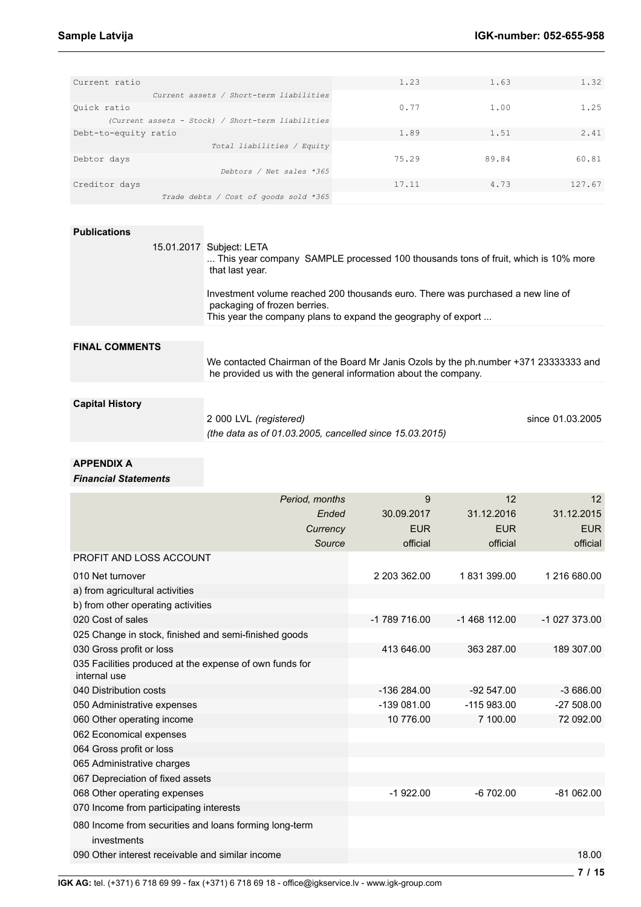| | | | |
|---|---|---|---|
| Current ratio<br>*Current assets / Short-term liabilities* | 1.23 | 1.63 | 1.32 |
| Quick ratio<br>*(Current assets - Stock) / Short-term liabilities* | 0.77 | 1.00 | 1.25 |
| Debt-to-equity ratio<br>*Total liabilities / Equity* | 1.89 | 1.51 | 2.41 |
| Debtor days<br>*Debtors / Net sales *365* | 75.29 | 89.84 | 60.81 |
| Creditor days<br>*Trade debts / Cost of goods sold *365* | 17.11 | 4.73 | 127.67 |

**Publications**

15.01.2017 Subject: LETA

... This year company SAMPLE processed 100 thousands tons of fruit, which is 10% more that last year.

Investment volume reached 200 thousands euro. There was purchased a new line of packaging of frozen berries.
This year the company plans to expand the geography of export ...

**FINAL COMMENTS**

We contacted Chairman of the Board Mr Janis Ozols by the ph.number +371 23333333 and he provided us with the general information about the company.

**Capital History**

2 000 LVL *(registered)* since 01.03.2005
*(the data as of 01.03.2005, cancelled since 15.03.2015)*

**APPENDIX A**

***Financial Statements***

| *Period, months* | 9 | 12 | 12 |
|---|---|---|---|
| *Ended* | 30.09.2017 | 31.12.2016 | 31.12.2015 |
| *Currency* | EUR | EUR | EUR |
| *Source* | official | official | official |
| PROFIT AND LOSS ACCOUNT | | | |
| 010 Net turnover | 2 203 362.00 | 1 831 399.00 | 1 216 680.00 |
| a) from agricultural activities | | | |
| b) from other operating activities | | | |
| 020 Cost of sales | -1 789 716.00 | -1 468 112.00 | -1 027 373.00 |
| 025 Change in stock, finished and semi-finished goods | | | |
| 030 Gross profit or loss | 413 646.00 | 363 287.00 | 189 307.00 |
| 035 Facilities produced at the expense of own funds for internal use | | | |
| 040 Distribution costs | -136 284.00 | -92 547.00 | -3 686.00 |
| 050 Administrative expenses | -139 081.00 | -115 983.00 | -27 508.00 |
| 060 Other operating income | 10 776.00 | 7 100.00 | 72 092.00 |
| 062 Economical expenses | | | |
| 064 Gross profit or loss | | | |
| 065 Administrative charges | | | |
| 067 Depreciation of fixed assets | | | |
| 068 Other operating expenses | -1 922.00 | -6 702.00 | -81 062.00 |
| 070 Income from participating interests | | | |
| 080 Income from securities and loans forming long-term investments | | | |
| 090 Other interest receivable and similar income | | | 18.00 |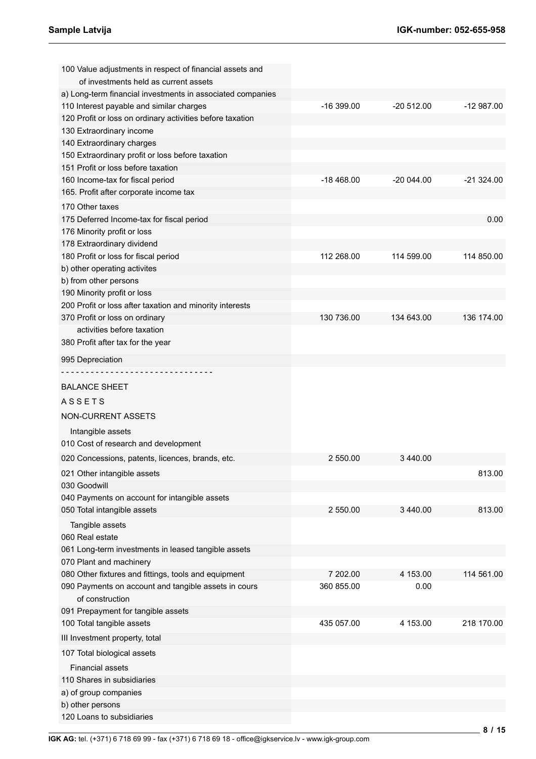| | | | |
|---|---|---|---|
| 100 Value adjustments in respect of financial assets and of investments held as current assets | | | |
| a) Long-term financial investments in associated companies | | | |
| 110 Interest payable and similar charges | -16 399.00 | -20 512.00 | -12 987.00 |
| 120 Profit or loss on ordinary activities before taxation | | | |
| 130 Extraordinary income | | | |
| 140 Extraordinary charges | | | |
| 150 Extraordinary profit or loss before taxation | | | |
| 151 Profit or loss before taxation | | | |
| 160 Income-tax for fiscal period | -18 468.00 | -20 044.00 | -21 324.00 |
| 165. Profit after corporate income tax | | | |
| 170 Other taxes | | | |
| 175 Deferred Income-tax for fiscal period | | | 0.00 |
| 176 Minority profit or loss | | | |
| 178 Extraordinary dividend | | | |
| 180 Profit or loss for fiscal period | 112 268.00 | 114 599.00 | 114 850.00 |
| b) other operating activites | | | |
| b) from other persons | | | |
| 190 Minority profit or loss | | | |
| 200 Profit or loss after taxation and minority interests | | | |
| 370 Profit or loss on ordinary activities before taxation | 130 736.00 | 134 643.00 | 136 174.00 |
| 380 Profit after tax for the year | | | |
| 995 Depreciation | | | |

- - - - - - - - - - - - - - - - - - - - - - - - - - - - - -

## BALANCE SHEET

### A S S E T S

### NON-CURRENT ASSETS

| | | | |
|---|---|---|---|
| Intangible assets | | | |
| 010 Cost of research and development | | | |
| 020 Concessions, patents, licences, brands, etc. | 2 550.00 | 3 440.00 | |
| 021 Other intangible assets | | | 813.00 |
| 030 Goodwill | | | |
| 040 Payments on account for intangible assets | | | |
| 050 Total intangible assets | 2 550.00 | 3 440.00 | 813.00 |
| Tangible assets | | | |
| 060 Real estate | | | |
| 061 Long-term investments in leased tangible assets | | | |
| 070 Plant and machinery | | | |
| 080 Other fixtures and fittings, tools and equipment | 7 202.00 | 4 153.00 | 114 561.00 |
| 090 Payments on account and tangible assets in cours of construction | 360 855.00 | 0.00 | |
| 091 Prepayment for tangible assets | | | |
| 100 Total tangible assets | 435 057.00 | 4 153.00 | 218 170.00 |
| III Investment property, total | | | |
| 107 Total biological assets | | | |
| Financial assets | | | |
| 110 Shares in subsidiaries | | | |
| a) of group companies | | | |
| b) other persons | | | |
| 120 Loans to subsidiaries | | | |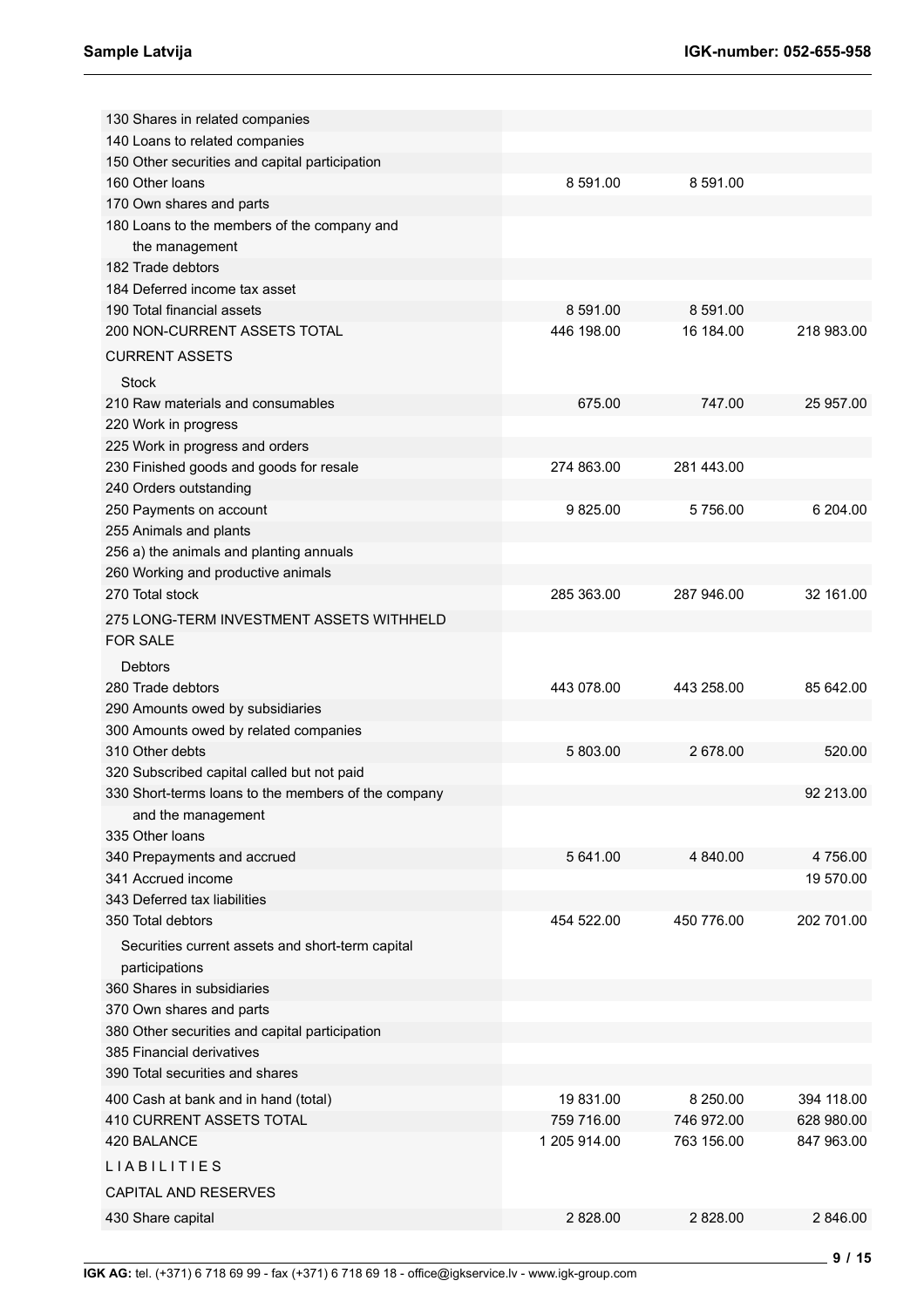| | | | |
|---|---|---|---|
| 130 Shares in related companies | | | |
| 140 Loans to related companies | | | |
| 150 Other securities and capital participation | | | |
| 160 Other loans | 8 591.00 | 8 591.00 | |
| 170 Own shares and parts | | | |
| 180 Loans to the members of the company and the management | | | |
| 182 Trade debtors | | | |
| 184 Deferred income tax asset | | | |
| 190 Total financial assets | 8 591.00 | 8 591.00 | |
| 200 NON-CURRENT ASSETS TOTAL | 446 198.00 | 16 184.00 | 218 983.00 |
| CURRENT ASSETS | | | |
| Stock | | | |
| 210 Raw materials and consumables | 675.00 | 747.00 | 25 957.00 |
| 220 Work in progress | | | |
| 225 Work in progress and orders | | | |
| 230 Finished goods and goods for resale | 274 863.00 | 281 443.00 | |
| 240 Orders outstanding | | | |
| 250 Payments on account | 9 825.00 | 5 756.00 | 6 204.00 |
| 255 Animals and plants | | | |
| 256 a) the animals and planting annuals | | | |
| 260 Working and productive animals | | | |
| 270 Total stock | 285 363.00 | 287 946.00 | 32 161.00 |
| 275 LONG-TERM INVESTMENT ASSETS WITHHELD FOR SALE | | | |
| Debtors | | | |
| 280 Trade debtors | 443 078.00 | 443 258.00 | 85 642.00 |
| 290 Amounts owed by subsidiaries | | | |
| 300 Amounts owed by related companies | | | |
| 310 Other debts | 5 803.00 | 2 678.00 | 520.00 |
| 320 Subscribed capital called but not paid | | | |
| 330 Short-terms loans to the members of the company and the management | | | 92 213.00 |
| 335 Other loans | | | |
| 340 Prepayments and accrued | 5 641.00 | 4 840.00 | 4 756.00 |
| 341 Accrued income | | | 19 570.00 |
| 343 Deferred tax liabilities | | | |
| 350 Total debtors | 454 522.00 | 450 776.00 | 202 701.00 |
| Securities current assets and short-term capital participations | | | |
| 360 Shares in subsidiaries | | | |
| 370 Own shares and parts | | | |
| 380 Other securities and capital participation | | | |
| 385 Financial derivatives | | | |
| 390 Total securities and shares | | | |
| 400 Cash at bank and in hand (total) | 19 831.00 | 8 250.00 | 394 118.00 |
| 410 CURRENT ASSETS TOTAL | 759 716.00 | 746 972.00 | 628 980.00 |
| 420 BALANCE | 1 205 914.00 | 763 156.00 | 847 963.00 |
| LIABILITIES | | | |
| CAPITAL AND RESERVES | | | |
| 430 Share capital | 2 828.00 | 2 828.00 | 2 846.00 |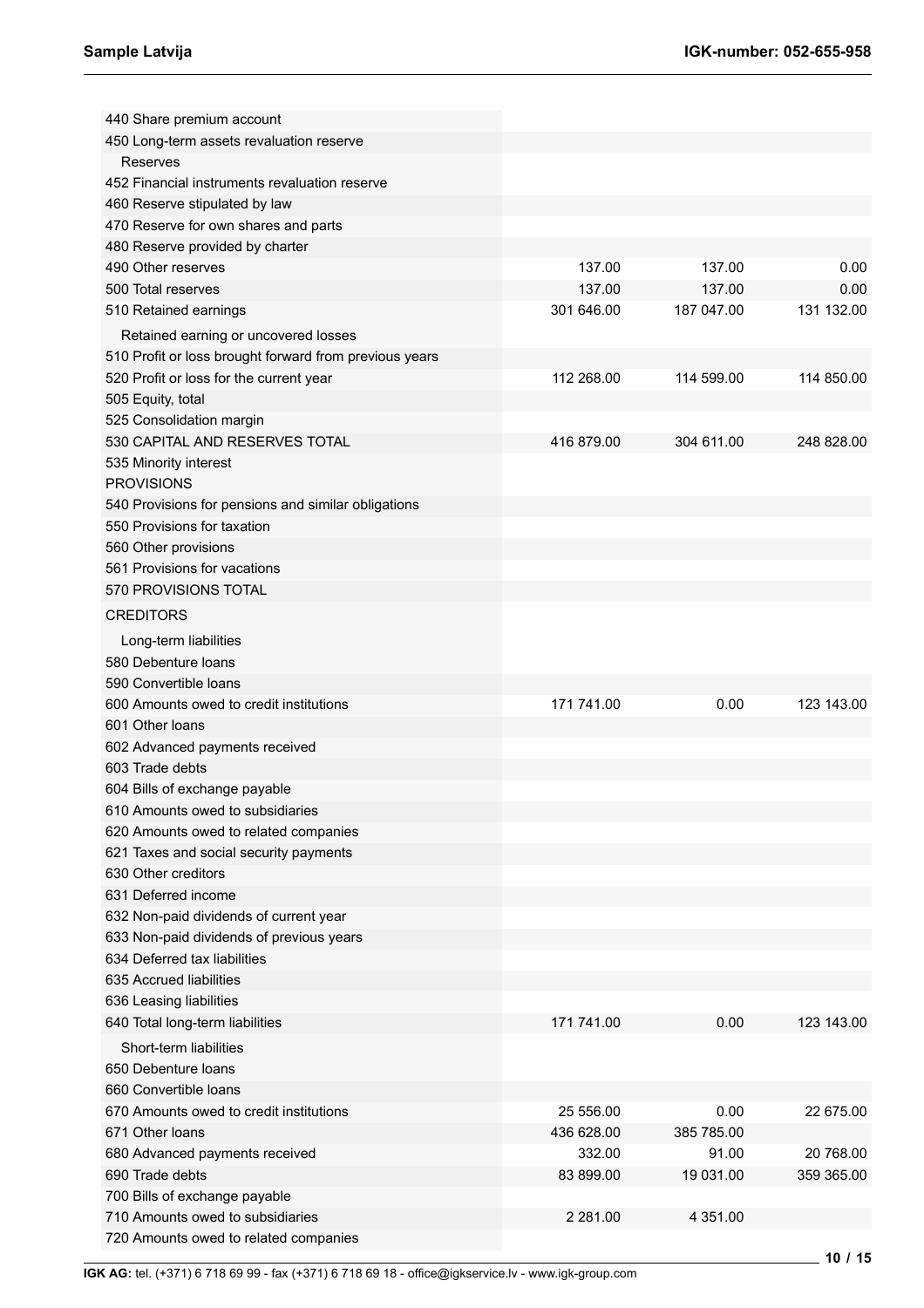| | | | |
|---|---|---|---|
| 440 Share premium account | | | |
| 450 Long-term assets revaluation reserve | | | |
| Reserves | | | |
| 452 Financial instruments revaluation reserve | | | |
| 460 Reserve stipulated by law | | | |
| 470 Reserve for own shares and parts | | | |
| 480 Reserve provided by charter | | | |
| 490 Other reserves | 137.00 | 137.00 | 0.00 |
| 500 Total reserves | 137.00 | 137.00 | 0.00 |
| 510 Retained earnings | 301 646.00 | 187 047.00 | 131 132.00 |
| Retained earning or uncovered losses | | | |
| 510 Profit or loss brought forward from previous years | | | |
| 520 Profit or loss for the current year | 112 268.00 | 114 599.00 | 114 850.00 |
| 505 Equity, total | | | |
| 525 Consolidation margin | | | |
| 530 CAPITAL AND RESERVES TOTAL | 416 879.00 | 304 611.00 | 248 828.00 |
| 535 Minority interest | | | |
| PROVISIONS | | | |
| 540 Provisions for pensions and similar obligations | | | |
| 550 Provisions for taxation | | | |
| 560 Other provisions | | | |
| 561 Provisions for vacations | | | |
| 570 PROVISIONS TOTAL | | | |
| CREDITORS | | | |
| Long-term liabilities | | | |
| 580 Debenture loans | | | |
| 590 Convertible loans | | | |
| 600 Amounts owed to credit institutions | 171 741.00 | 0.00 | 123 143.00 |
| 601 Other loans | | | |
| 602 Advanced payments received | | | |
| 603 Trade debts | | | |
| 604 Bills of exchange payable | | | |
| 610 Amounts owed to subsidiaries | | | |
| 620 Amounts owed to related companies | | | |
| 621 Taxes and social security payments | | | |
| 630 Other creditors | | | |
| 631 Deferred income | | | |
| 632 Non-paid dividends of current year | | | |
| 633 Non-paid dividends of previous years | | | |
| 634 Deferred tax liabilities | | | |
| 635 Accrued liabilities | | | |
| 636 Leasing liabilities | | | |
| 640 Total long-term liabilities | 171 741.00 | 0.00 | 123 143.00 |
| Short-term liabilities | | | |
| 650 Debenture loans | | | |
| 660 Convertible loans | | | |
| 670 Amounts owed to credit institutions | 25 556.00 | 0.00 | 22 675.00 |
| 671 Other loans | 436 628.00 | 385 785.00 | |
| 680 Advanced payments received | 332.00 | 91.00 | 20 768.00 |
| 690 Trade debts | 83 899.00 | 19 031.00 | 359 365.00 |
| 700 Bills of exchange payable | | | |
| 710 Amounts owed to subsidiaries | 2 281.00 | 4 351.00 | |
| 720 Amounts owed to related companies | | | |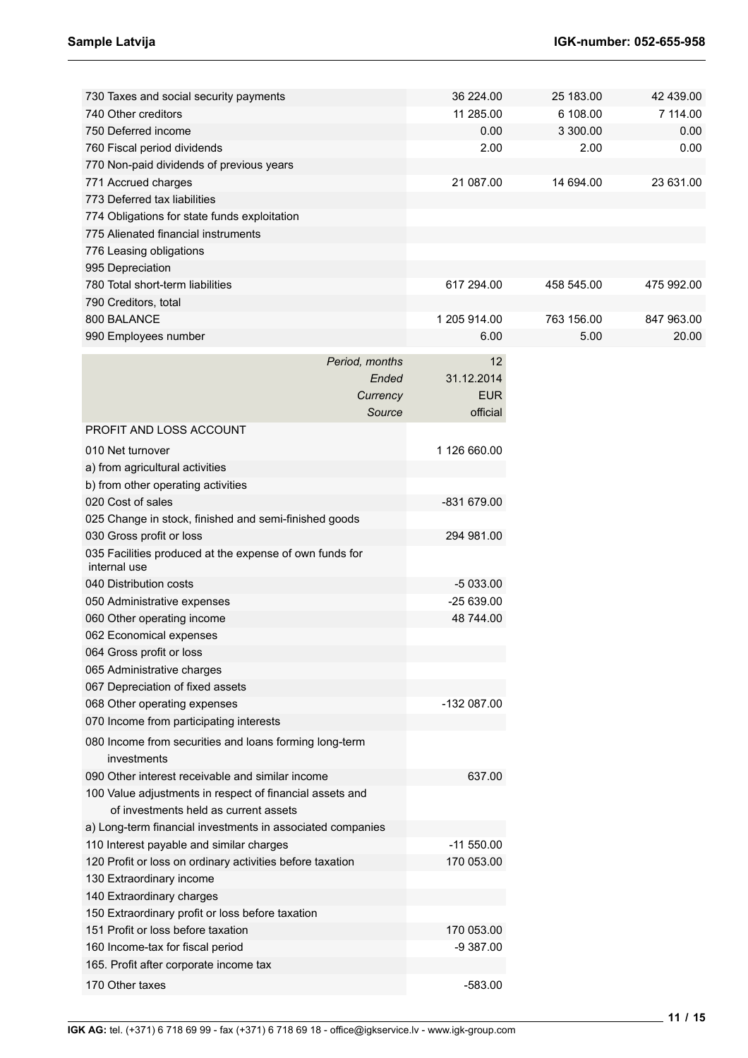| | | | |
|---|---|---|---|
| 730 Taxes and social security payments | 36 224.00 | 25 183.00 | 42 439.00 |
| 740 Other creditors | 11 285.00 | 6 108.00 | 7 114.00 |
| 750 Deferred income | 0.00 | 3 300.00 | 0.00 |
| 760 Fiscal period dividends | 2.00 | 2.00 | 0.00 |
| 770 Non-paid dividends of previous years | | | |
| 771 Accrued charges | 21 087.00 | 14 694.00 | 23 631.00 |
| 773 Deferred tax liabilities | | | |
| 774 Obligations for state funds exploitation | | | |
| 775 Alienated financial instruments | | | |
| 776 Leasing obligations | | | |
| 995 Depreciation | | | |
| 780 Total short-term liabilities | 617 294.00 | 458 545.00 | 475 992.00 |
| 790 Creditors, total | | | |
| 800 BALANCE | 1 205 914.00 | 763 156.00 | 847 963.00 |
| 990 Employees number | 6.00 | 5.00 | 20.00 |

| *Period, months* | 12 |
|---:|---:|
| *Ended* | 31.12.2014 |
| *Currency* | EUR |
| *Source* | official |
| PROFIT AND LOSS ACCOUNT | |
| 010 Net turnover | 1 126 660.00 |
| a) from agricultural activities | |
| b) from other operating activities | |
| 020 Cost of sales | -831 679.00 |
| 025 Change in stock, finished and semi-finished goods | |
| 030 Gross profit or loss | 294 981.00 |
| 035 Facilities produced at the expense of own funds for internal use | |
| 040 Distribution costs | -5 033.00 |
| 050 Administrative expenses | -25 639.00 |
| 060 Other operating income | 48 744.00 |
| 062 Economical expenses | |
| 064 Gross profit or loss | |
| 065 Administrative charges | |
| 067 Depreciation of fixed assets | |
| 068 Other operating expenses | -132 087.00 |
| 070 Income from participating interests | |
| 080 Income from securities and loans forming long-term investments | |
| 090 Other interest receivable and similar income | 637.00 |
| 100 Value adjustments in respect of financial assets and of investments held as current assets | |
| a) Long-term financial investments in associated companies | |
| 110 Interest payable and similar charges | -11 550.00 |
| 120 Profit or loss on ordinary activities before taxation | 170 053.00 |
| 130 Extraordinary income | |
| 140 Extraordinary charges | |
| 150 Extraordinary profit or loss before taxation | |
| 151 Profit or loss before taxation | 170 053.00 |
| 160 Income-tax for fiscal period | -9 387.00 |
| 165. Profit after corporate income tax | |
| 170 Other taxes | -583.00 |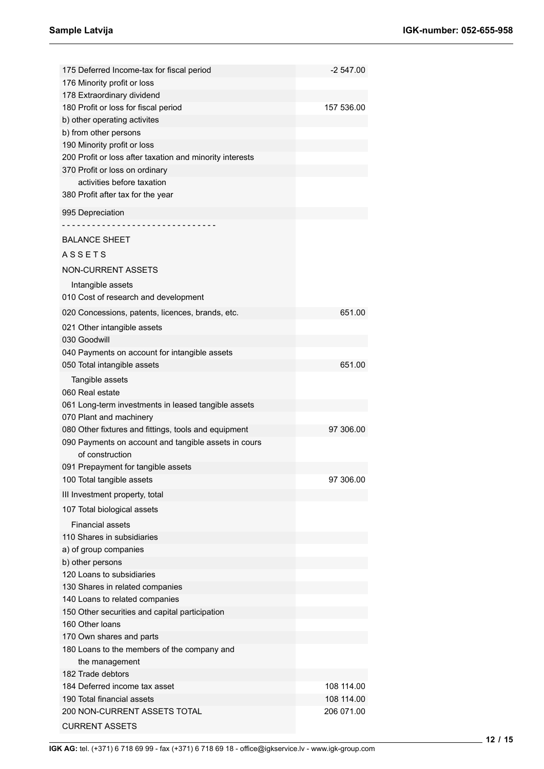| | |
|---|---|
| 175 Deferred Income-tax for fiscal period | -2 547.00 |
| 176 Minority profit or loss | |
| 178 Extraordinary dividend | |
| 180 Profit or loss for fiscal period | 157 536.00 |
| b) other operating activites | |
| b) from other persons | |
| 190 Minority profit or loss | |
| 200 Profit or loss after taxation and minority interests | |
| 370 Profit or loss on ordinary activities before taxation | |
| 380 Profit after tax for the year | |
| 995 Depreciation | |

- - - - - - - - - - - - - - - - - - - - - - - - - - - - - -

BALANCE SHEET

A S S E T S

NON-CURRENT ASSETS

| | |
|---|---|
| Intangible assets | |
| 010 Cost of research and development | |
| 020 Concessions, patents, licences, brands, etc. | 651.00 |
| 021 Other intangible assets | |
| 030 Goodwill | |
| 040 Payments on account for intangible assets | |
| 050 Total intangible assets | 651.00 |
| Tangible assets | |
| 060 Real estate | |
| 061 Long-term investments in leased tangible assets | |
| 070 Plant and machinery | |
| 080 Other fixtures and fittings, tools and equipment | 97 306.00 |
| 090 Payments on account and tangible assets in cours of construction | |
| 091 Prepayment for tangible assets | |
| 100 Total tangible assets | 97 306.00 |
| III Investment property, total | |
| 107 Total biological assets | |
| Financial assets | |
| 110 Shares in subsidiaries | |
| a) of group companies | |
| b) other persons | |
| 120 Loans to subsidiaries | |
| 130 Shares in related companies | |
| 140 Loans to related companies | |
| 150 Other securities and capital participation | |
| 160 Other loans | |
| 170 Own shares and parts | |
| 180 Loans to the members of the company and the management | |
| 182 Trade debtors | |
| 184 Deferred income tax asset | 108 114.00 |
| 190 Total financial assets | 108 114.00 |
| 200 NON-CURRENT ASSETS TOTAL | 206 071.00 |
| CURRENT ASSETS | |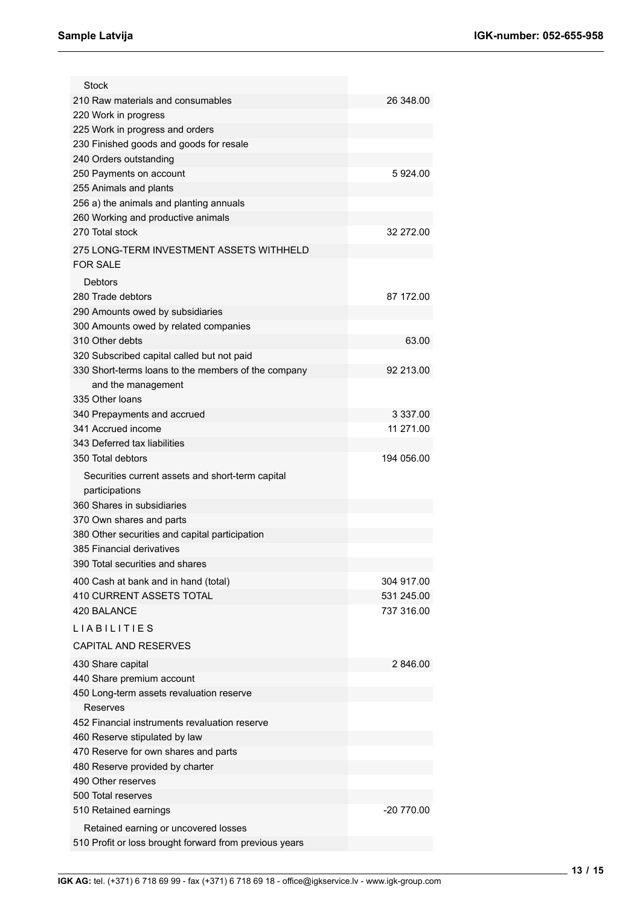| | |
|---|---|
| Stock | |
| 210 Raw materials and consumables | 26 348.00 |
| 220 Work in progress | |
| 225 Work in progress and orders | |
| 230 Finished goods and goods for resale | |
| 240 Orders outstanding | |
| 250 Payments on account | 5 924.00 |
| 255 Animals and plants | |
| 256 a) the animals and planting annuals | |
| 260 Working and productive animals | |
| 270 Total stock | 32 272.00 |
| 275 LONG-TERM INVESTMENT ASSETS WITHHELD FOR SALE | |
| Debtors | |
| 280 Trade debtors | 87 172.00 |
| 290 Amounts owed by subsidiaries | |
| 300 Amounts owed by related companies | |
| 310 Other debts | 63.00 |
| 320 Subscribed capital called but not paid | |
| 330 Short-terms loans to the members of the company and the management | 92 213.00 |
| 335 Other loans | |
| 340 Prepayments and accrued | 3 337.00 |
| 341 Accrued income | 11 271.00 |
| 343 Deferred tax liabilities | |
| 350 Total debtors | 194 056.00 |
| Securities current assets and short-term capital participations | |
| 360 Shares in subsidiaries | |
| 370 Own shares and parts | |
| 380 Other securities and capital participation | |
| 385 Financial derivatives | |
| 390 Total securities and shares | |
| 400 Cash at bank and in hand (total) | 304 917.00 |
| 410 CURRENT ASSETS TOTAL | 531 245.00 |
| 420 BALANCE | 737 316.00 |
| L I A B I L I T I E S | |
| CAPITAL AND RESERVES | |
| 430 Share capital | 2 846.00 |
| 440 Share premium account | |
| 450 Long-term assets revaluation reserve | |
| Reserves | |
| 452 Financial instruments revaluation reserve | |
| 460 Reserve stipulated by law | |
| 470 Reserve for own shares and parts | |
| 480 Reserve provided by charter | |
| 490 Other reserves | |
| 500 Total reserves | |
| 510 Retained earnings | -20 770.00 |
| Retained earning or uncovered losses | |
| 510 Profit or loss brought forward from previous years | |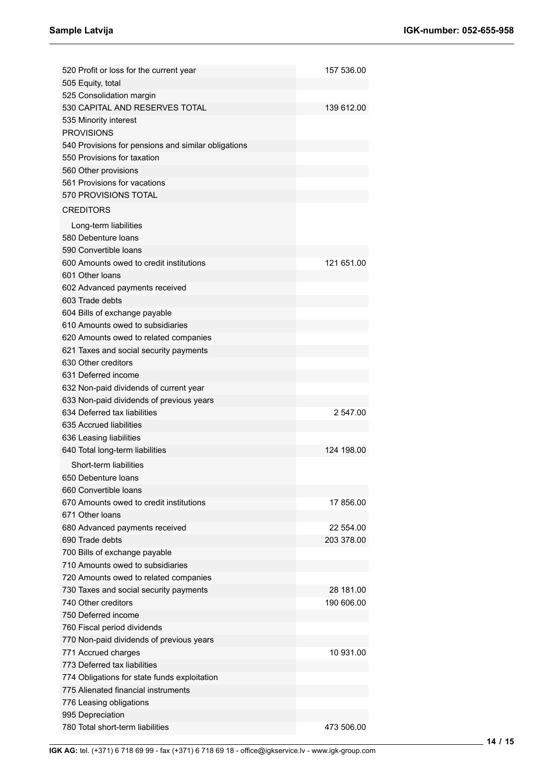| | |
|---|---|
| 520 Profit or loss for the current year | 157 536.00 |
| 505 Equity, total | |
| 525 Consolidation margin | |
| 530 CAPITAL AND RESERVES TOTAL | 139 612.00 |
| 535 Minority interest | |
| PROVISIONS | |
| 540 Provisions for pensions and similar obligations | |
| 550 Provisions for taxation | |
| 560 Other provisions | |
| 561 Provisions for vacations | |
| 570 PROVISIONS TOTAL | |
| CREDITORS | |
| Long-term liabilities | |
| 580 Debenture loans | |
| 590 Convertible loans | |
| 600 Amounts owed to credit institutions | 121 651.00 |
| 601 Other loans | |
| 602 Advanced payments received | |
| 603 Trade debts | |
| 604 Bills of exchange payable | |
| 610 Amounts owed to subsidiaries | |
| 620 Amounts owed to related companies | |
| 621 Taxes and social security payments | |
| 630 Other creditors | |
| 631 Deferred income | |
| 632 Non-paid dividends of current year | |
| 633 Non-paid dividends of previous years | |
| 634 Deferred tax liabilities | 2 547.00 |
| 635 Accrued liabilities | |
| 636 Leasing liabilities | |
| 640 Total long-term liabilities | 124 198.00 |
| Short-term liabilities | |
| 650 Debenture loans | |
| 660 Convertible loans | |
| 670 Amounts owed to credit institutions | 17 856.00 |
| 671 Other loans | |
| 680 Advanced payments received | 22 554.00 |
| 690 Trade debts | 203 378.00 |
| 700 Bills of exchange payable | |
| 710 Amounts owed to subsidiaries | |
| 720 Amounts owed to related companies | |
| 730 Taxes and social security payments | 28 181.00 |
| 740 Other creditors | 190 606.00 |
| 750 Deferred income | |
| 760 Fiscal period dividends | |
| 770 Non-paid dividends of previous years | |
| 771 Accrued charges | 10 931.00 |
| 773 Deferred tax liabilities | |
| 774 Obligations for state funds exploitation | |
| 775 Alienated financial instruments | |
| 776 Leasing obligations | |
| 995 Depreciation | |
| 780 Total short-term liabilities | 473 506.00 |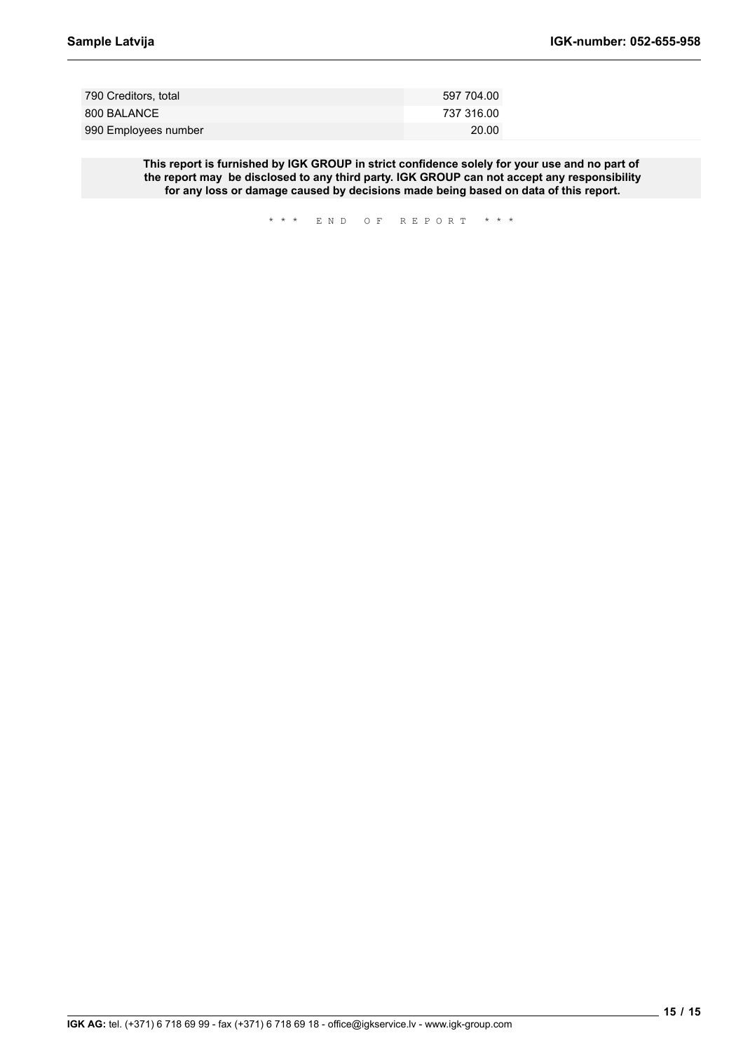| | |
|---|---|
| 790 Creditors, total | 597 704.00 |
| 800 BALANCE | 737 316.00 |
| 990 Employees number | 20.00 |

**This report is furnished by IGK GROUP in strict confidence solely for your use and no part of the report may be disclosed to any third party. IGK GROUP can not accept any responsibility for any loss or damage caused by decisions made being based on data of this report.**

* * * E N D O F R E P O R T * * *